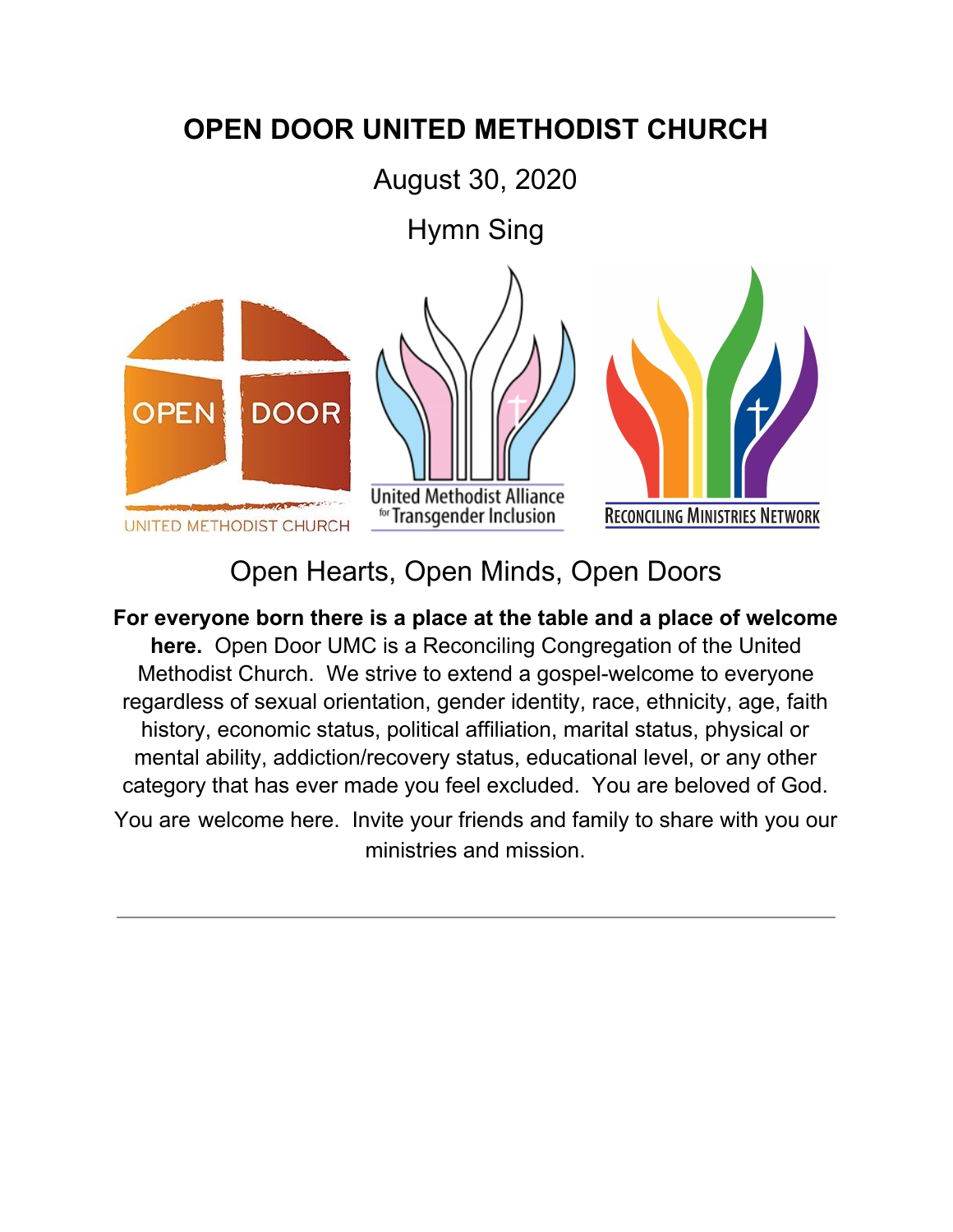# OPEN DOOR UNITED METHODIST CHURCH

August 30, 2020

Hymn Sing

OPEN DOOR
UNITED METHODIST CHURCH

United Methodist Alliance for Transgender Inclusion

Reconciling Ministries Network

Open Hearts, Open Minds, Open Doors

**For everyone born there is a place at the table and a place of welcome here.** Open Door UMC is a Reconciling Congregation of the United Methodist Church. We strive to extend a gospel-welcome to everyone regardless of sexual orientation, gender identity, race, ethnicity, age, faith history, economic status, political affiliation, marital status, physical or mental ability, addiction/recovery status, educational level, or any other category that has ever made you feel excluded. You are beloved of God. You are welcome here. Invite your friends and family to share with you our ministries and mission.

---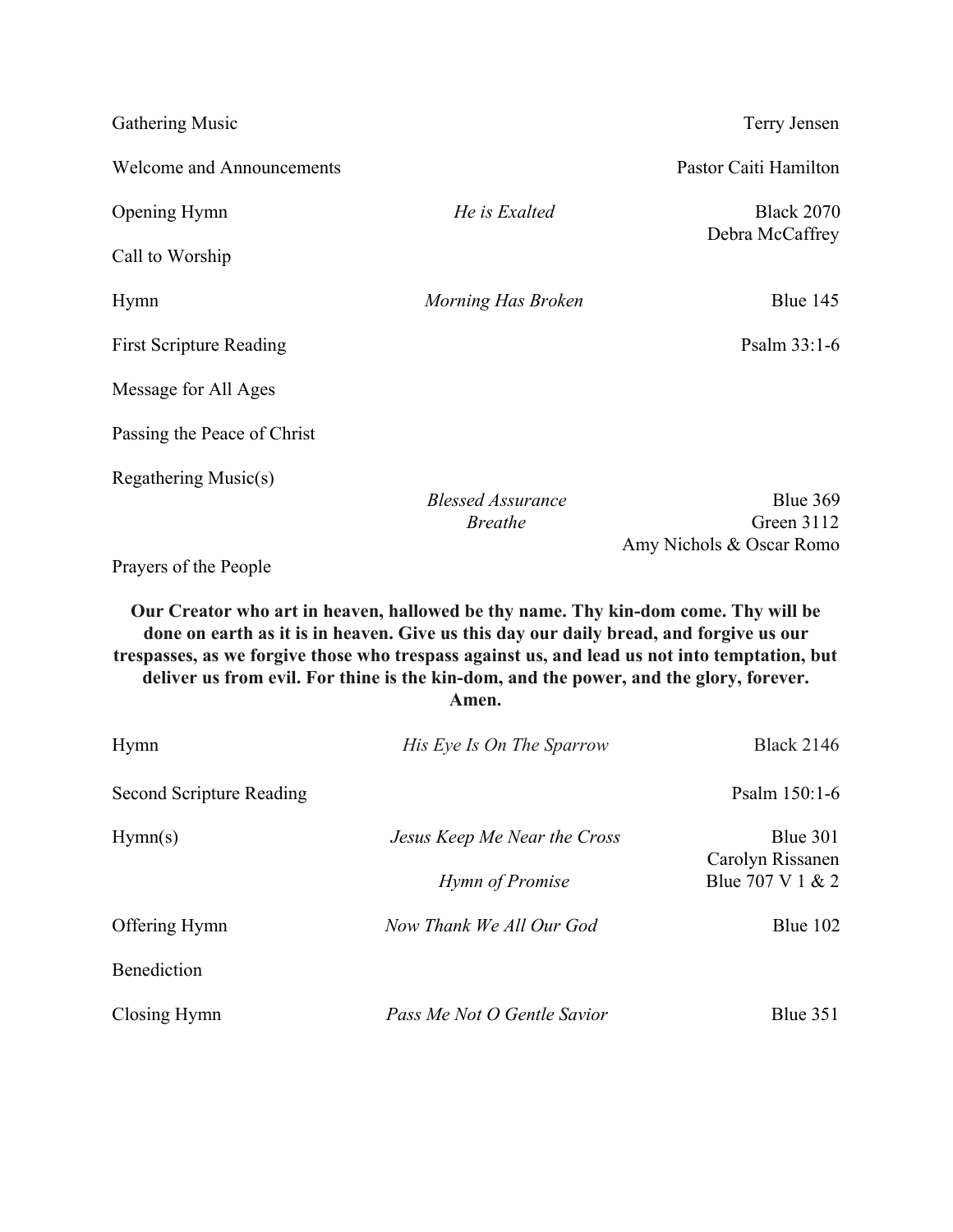| | | |
|---|---|---|
| Gathering Music | | Terry Jensen |
| Welcome and Announcements | | Pastor Caiti Hamilton |
| Opening Hymn | *He is Exalted* | Black 2070<br>Debra McCaffrey |
| Call to Worship | | |
| Hymn | *Morning Has Broken* | Blue 145 |
| First Scripture Reading | | Psalm 33:1-6 |
| Message for All Ages | | |
| Passing the Peace of Christ | | |
| Regathering Music(s) | | |
| | *Blessed Assurance* | Blue 369 |
| | *Breathe* | Green 3112<br>Amy Nichols & Oscar Romo |
| Prayers of the People | | |

**Our Creator who art in heaven, hallowed be thy name. Thy kin-dom come. Thy will be done on earth as it is in heaven. Give us this day our daily bread, and forgive us our trespasses, as we forgive those who trespass against us, and lead us not into temptation, but deliver us from evil. For thine is the kin-dom, and the power, and the glory, forever. Amen.**

| | | |
|---|---|---|
| Hymn | *His Eye Is On The Sparrow* | Black 2146 |
| Second Scripture Reading | | Psalm 150:1-6 |
| Hymn(s) | *Jesus Keep Me Near the Cross* | Blue 301<br>Carolyn Rissanen |
| | *Hymn of Promise* | Blue 707 V 1 & 2 |
| Offering Hymn | *Now Thank We All Our God* | Blue 102 |
| Benediction | | |
| Closing Hymn | *Pass Me Not O Gentle Savior* | Blue 351 |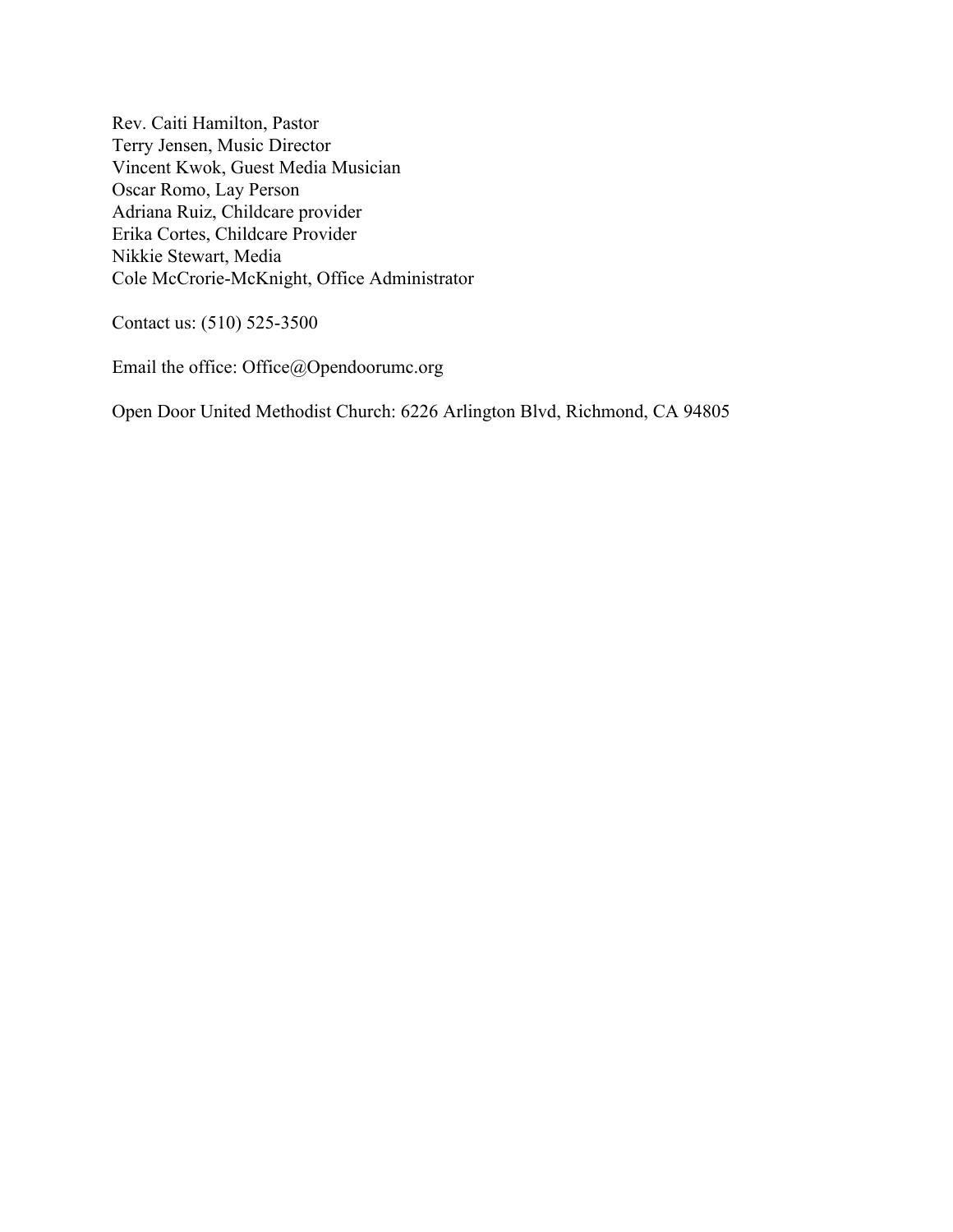Rev. Caiti Hamilton, Pastor
Terry Jensen, Music Director
Vincent Kwok, Guest Media Musician
Oscar Romo, Lay Person
Adriana Ruiz, Childcare provider
Erika Cortes, Childcare Provider
Nikkie Stewart, Media
Cole McCrorie-McKnight, Office Administrator

Contact us: (510) 525-3500

Email the office: Office@Opendoorumc.org

Open Door United Methodist Church: 6226 Arlington Blvd, Richmond, CA 94805